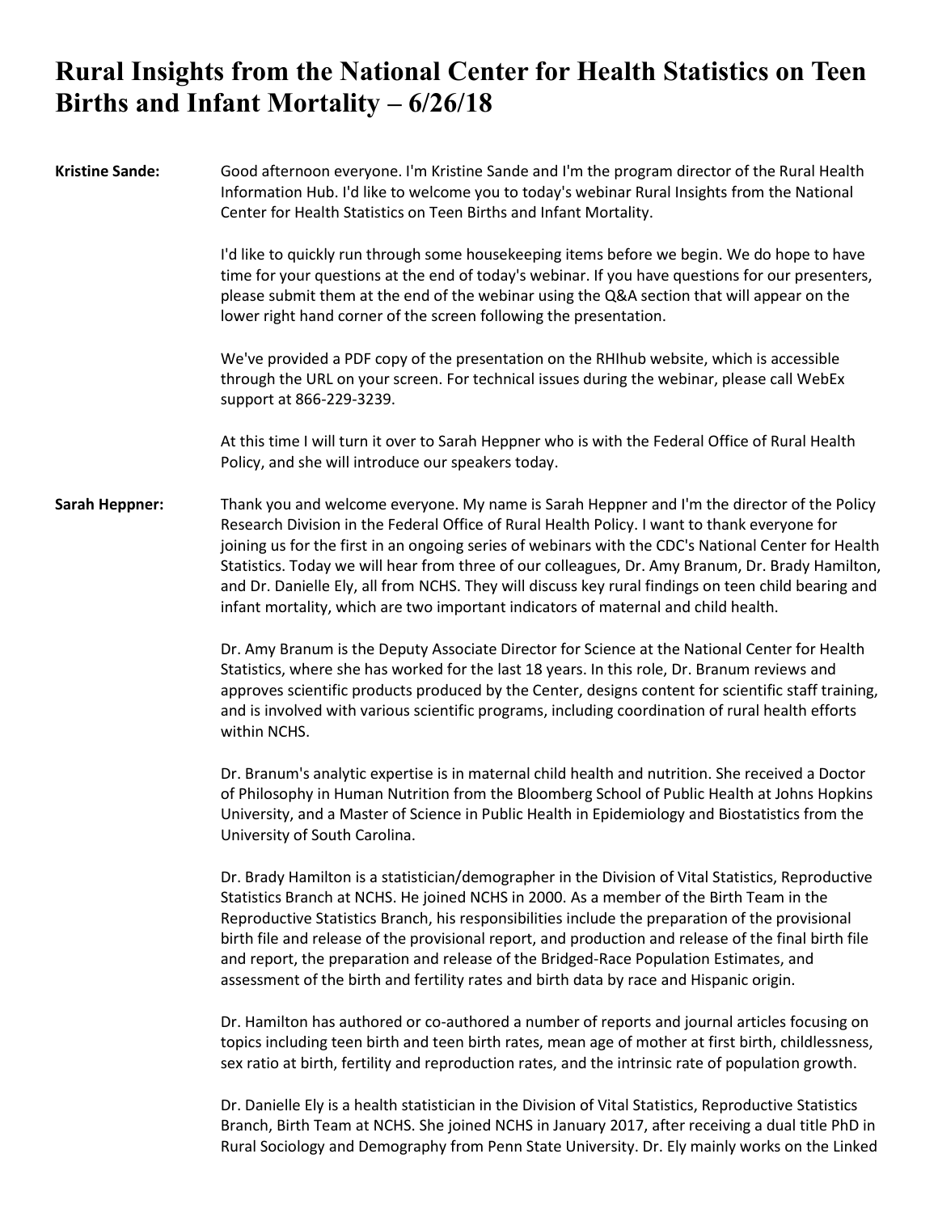# Rural Insights from the National Center for Health Statistics on Teen Births and Infant Mortality – 6/26/18

**Kristine Sande:** Good afternoon everyone. I'm Kristine Sande and I'm the program director of the Rural Health Information Hub. I'd like to welcome you to today's webinar Rural Insights from the National Center for Health Statistics on Teen Births and Infant Mortality.

I'd like to quickly run through some housekeeping items before we begin. We do hope to have time for your questions at the end of today's webinar. If you have questions for our presenters, please submit them at the end of the webinar using the Q&A section that will appear on the lower right hand corner of the screen following the presentation.

We've provided a PDF copy of the presentation on the RHIhub website, which is accessible through the URL on your screen. For technical issues during the webinar, please call WebEx support at 866-229-3239.

At this time I will turn it over to Sarah Heppner who is with the Federal Office of Rural Health Policy, and she will introduce our speakers today.

**Sarah Heppner:** Thank you and welcome everyone. My name is Sarah Heppner and I'm the director of the Policy Research Division in the Federal Office of Rural Health Policy. I want to thank everyone for joining us for the first in an ongoing series of webinars with the CDC's National Center for Health Statistics. Today we will hear from three of our colleagues, Dr. Amy Branum, Dr. Brady Hamilton, and Dr. Danielle Ely, all from NCHS. They will discuss key rural findings on teen child bearing and infant mortality, which are two important indicators of maternal and child health.

Dr. Amy Branum is the Deputy Associate Director for Science at the National Center for Health Statistics, where she has worked for the last 18 years. In this role, Dr. Branum reviews and approves scientific products produced by the Center, designs content for scientific staff training, and is involved with various scientific programs, including coordination of rural health efforts within NCHS.

Dr. Branum's analytic expertise is in maternal child health and nutrition. She received a Doctor of Philosophy in Human Nutrition from the Bloomberg School of Public Health at Johns Hopkins University, and a Master of Science in Public Health in Epidemiology and Biostatistics from the University of South Carolina.

Dr. Brady Hamilton is a statistician/demographer in the Division of Vital Statistics, Reproductive Statistics Branch at NCHS. He joined NCHS in 2000. As a member of the Birth Team in the Reproductive Statistics Branch, his responsibilities include the preparation of the provisional birth file and release of the provisional report, and production and release of the final birth file and report, the preparation and release of the Bridged-Race Population Estimates, and assessment of the birth and fertility rates and birth data by race and Hispanic origin.

Dr. Hamilton has authored or co-authored a number of reports and journal articles focusing on topics including teen birth and teen birth rates, mean age of mother at first birth, childlessness, sex ratio at birth, fertility and reproduction rates, and the intrinsic rate of population growth.

Dr. Danielle Ely is a health statistician in the Division of Vital Statistics, Reproductive Statistics Branch, Birth Team at NCHS. She joined NCHS in January 2017, after receiving a dual title PhD in Rural Sociology and Demography from Penn State University. Dr. Ely mainly works on the Linked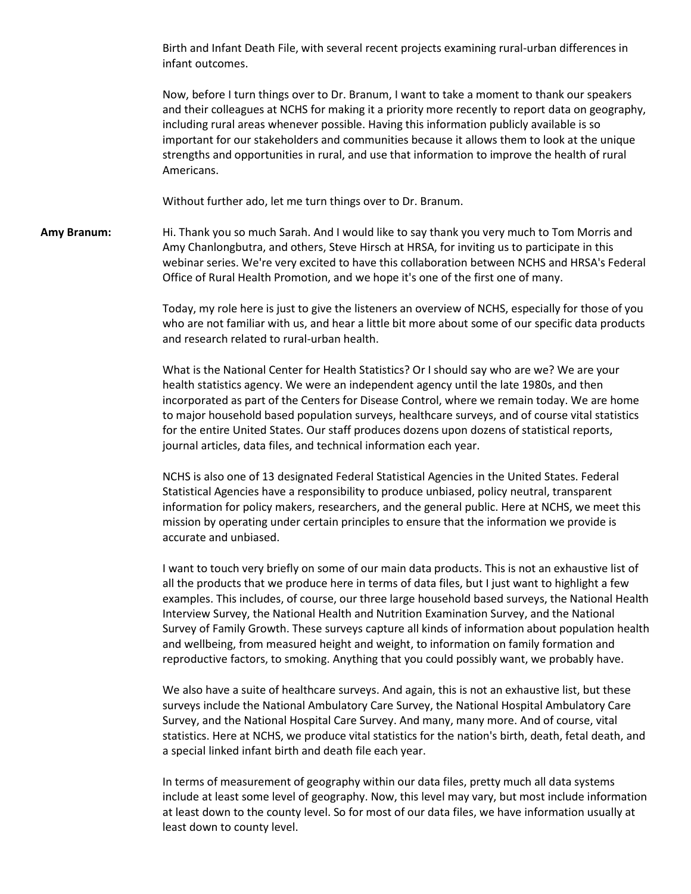Birth and Infant Death File, with several recent projects examining rural-urban differences in infant outcomes.

Now, before I turn things over to Dr. Branum, I want to take a moment to thank our speakers and their colleagues at NCHS for making it a priority more recently to report data on geography, including rural areas whenever possible. Having this information publicly available is so important for our stakeholders and communities because it allows them to look at the unique strengths and opportunities in rural, and use that information to improve the health of rural Americans.

Without further ado, let me turn things over to Dr. Branum.

**Amy Branum:** Hi. Thank you so much Sarah. And I would like to say thank you very much to Tom Morris and Amy Chanlongbutra, and others, Steve Hirsch at HRSA, for inviting us to participate in this webinar series. We're very excited to have this collaboration between NCHS and HRSA's Federal Office of Rural Health Promotion, and we hope it's one of the first one of many.

Today, my role here is just to give the listeners an overview of NCHS, especially for those of you who are not familiar with us, and hear a little bit more about some of our specific data products and research related to rural-urban health.

What is the National Center for Health Statistics? Or I should say who are we? We are your health statistics agency. We were an independent agency until the late 1980s, and then incorporated as part of the Centers for Disease Control, where we remain today. We are home to major household based population surveys, healthcare surveys, and of course vital statistics for the entire United States. Our staff produces dozens upon dozens of statistical reports, journal articles, data files, and technical information each year.

NCHS is also one of 13 designated Federal Statistical Agencies in the United States. Federal Statistical Agencies have a responsibility to produce unbiased, policy neutral, transparent information for policy makers, researchers, and the general public. Here at NCHS, we meet this mission by operating under certain principles to ensure that the information we provide is accurate and unbiased.

I want to touch very briefly on some of our main data products. This is not an exhaustive list of all the products that we produce here in terms of data files, but I just want to highlight a few examples. This includes, of course, our three large household based surveys, the National Health Interview Survey, the National Health and Nutrition Examination Survey, and the National Survey of Family Growth. These surveys capture all kinds of information about population health and wellbeing, from measured height and weight, to information on family formation and reproductive factors, to smoking. Anything that you could possibly want, we probably have.

We also have a suite of healthcare surveys. And again, this is not an exhaustive list, but these surveys include the National Ambulatory Care Survey, the National Hospital Ambulatory Care Survey, and the National Hospital Care Survey. And many, many more. And of course, vital statistics. Here at NCHS, we produce vital statistics for the nation's birth, death, fetal death, and a special linked infant birth and death file each year.

In terms of measurement of geography within our data files, pretty much all data systems include at least some level of geography. Now, this level may vary, but most include information at least down to the county level. So for most of our data files, we have information usually at least down to county level.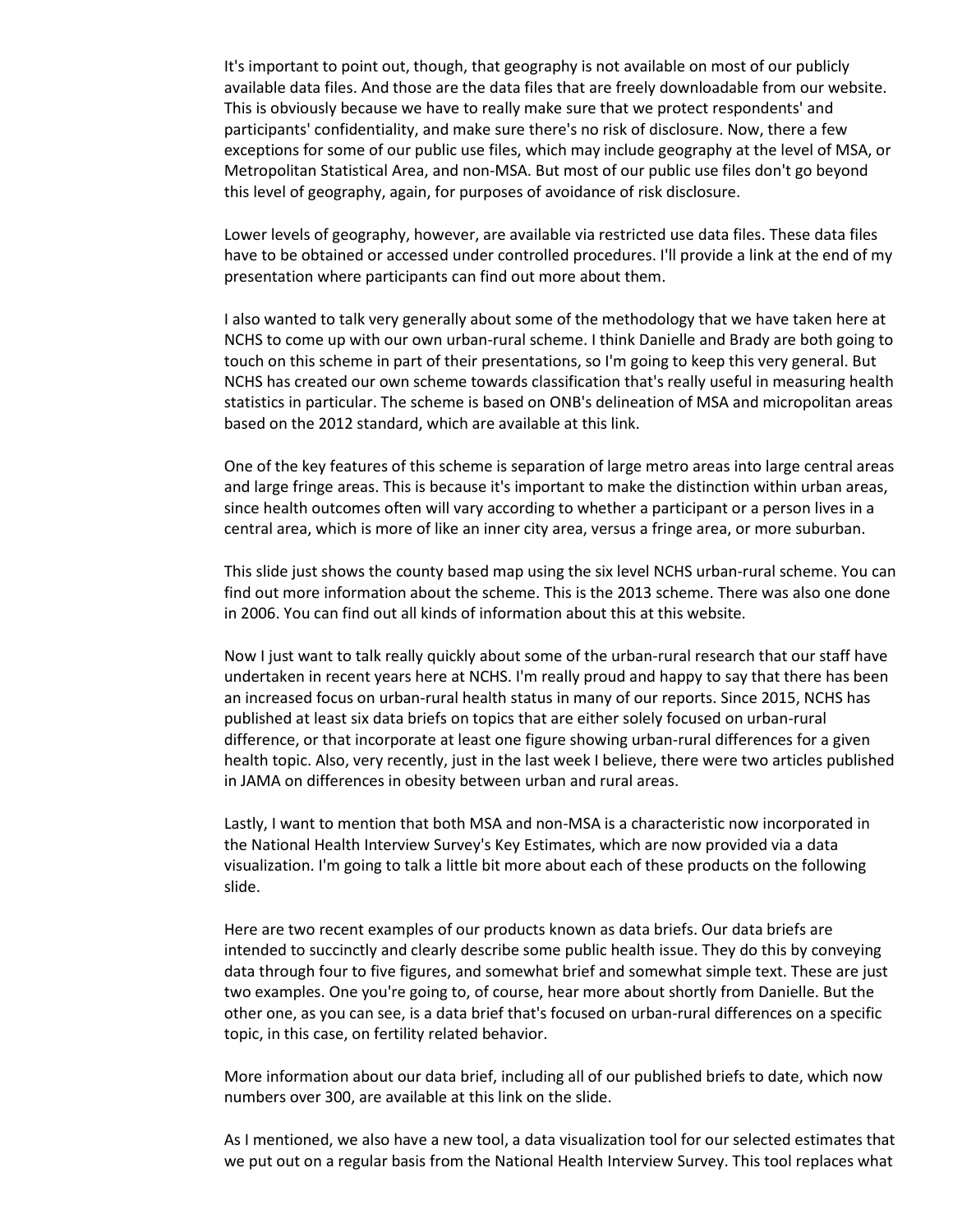It's important to point out, though, that geography is not available on most of our publicly available data files. And those are the data files that are freely downloadable from our website. This is obviously because we have to really make sure that we protect respondents' and participants' confidentiality, and make sure there's no risk of disclosure. Now, there a few exceptions for some of our public use files, which may include geography at the level of MSA, or Metropolitan Statistical Area, and non-MSA. But most of our public use files don't go beyond this level of geography, again, for purposes of avoidance of risk disclosure.

Lower levels of geography, however, are available via restricted use data files. These data files have to be obtained or accessed under controlled procedures. I'll provide a link at the end of my presentation where participants can find out more about them.

I also wanted to talk very generally about some of the methodology that we have taken here at NCHS to come up with our own urban-rural scheme. I think Danielle and Brady are both going to touch on this scheme in part of their presentations, so I'm going to keep this very general. But NCHS has created our own scheme towards classification that's really useful in measuring health statistics in particular. The scheme is based on ONB's delineation of MSA and micropolitan areas based on the 2012 standard, which are available at this link.

One of the key features of this scheme is separation of large metro areas into large central areas and large fringe areas. This is because it's important to make the distinction within urban areas, since health outcomes often will vary according to whether a participant or a person lives in a central area, which is more of like an inner city area, versus a fringe area, or more suburban.

This slide just shows the county based map using the six level NCHS urban-rural scheme. You can find out more information about the scheme. This is the 2013 scheme. There was also one done in 2006. You can find out all kinds of information about this at this website.

Now I just want to talk really quickly about some of the urban-rural research that our staff have undertaken in recent years here at NCHS. I'm really proud and happy to say that there has been an increased focus on urban-rural health status in many of our reports. Since 2015, NCHS has published at least six data briefs on topics that are either solely focused on urban-rural difference, or that incorporate at least one figure showing urban-rural differences for a given health topic. Also, very recently, just in the last week I believe, there were two articles published in JAMA on differences in obesity between urban and rural areas.

Lastly, I want to mention that both MSA and non-MSA is a characteristic now incorporated in the National Health Interview Survey's Key Estimates, which are now provided via a data visualization. I'm going to talk a little bit more about each of these products on the following slide.

Here are two recent examples of our products known as data briefs. Our data briefs are intended to succinctly and clearly describe some public health issue. They do this by conveying data through four to five figures, and somewhat brief and somewhat simple text. These are just two examples. One you're going to, of course, hear more about shortly from Danielle. But the other one, as you can see, is a data brief that's focused on urban-rural differences on a specific topic, in this case, on fertility related behavior.

More information about our data brief, including all of our published briefs to date, which now numbers over 300, are available at this link on the slide.

As I mentioned, we also have a new tool, a data visualization tool for our selected estimates that we put out on a regular basis from the National Health Interview Survey. This tool replaces what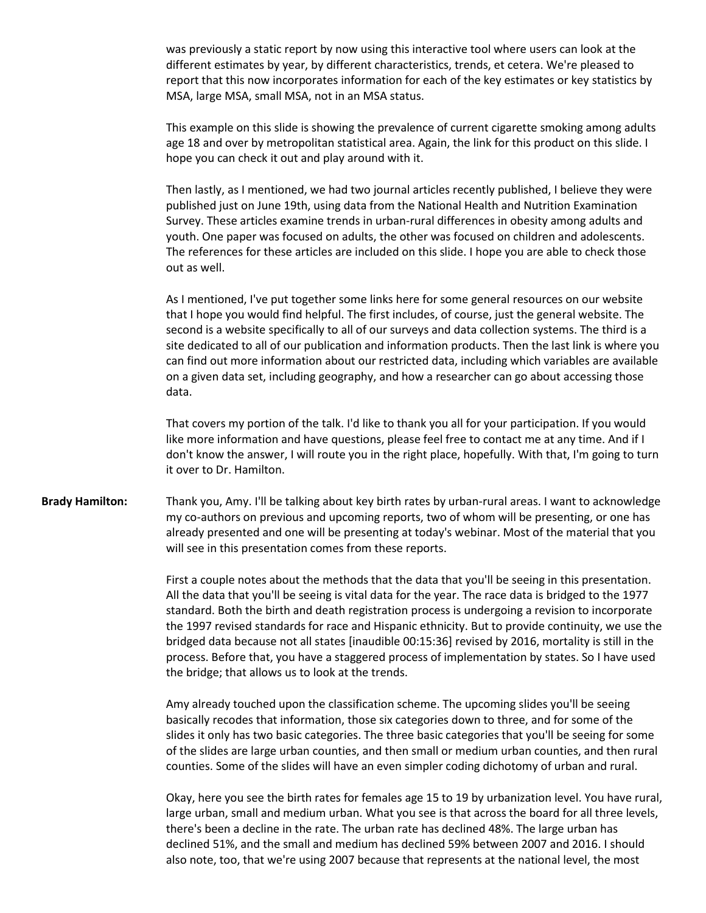was previously a static report by now using this interactive tool where users can look at the different estimates by year, by different characteristics, trends, et cetera. We're pleased to report that this now incorporates information for each of the key estimates or key statistics by MSA, large MSA, small MSA, not in an MSA status.

This example on this slide is showing the prevalence of current cigarette smoking among adults age 18 and over by metropolitan statistical area. Again, the link for this product on this slide. I hope you can check it out and play around with it.

Then lastly, as I mentioned, we had two journal articles recently published, I believe they were published just on June 19th, using data from the National Health and Nutrition Examination Survey. These articles examine trends in urban-rural differences in obesity among adults and youth. One paper was focused on adults, the other was focused on children and adolescents. The references for these articles are included on this slide. I hope you are able to check those out as well.

As I mentioned, I've put together some links here for some general resources on our website that I hope you would find helpful. The first includes, of course, just the general website. The second is a website specifically to all of our surveys and data collection systems. The third is a site dedicated to all of our publication and information products. Then the last link is where you can find out more information about our restricted data, including which variables are available on a given data set, including geography, and how a researcher can go about accessing those data.

That covers my portion of the talk. I'd like to thank you all for your participation. If you would like more information and have questions, please feel free to contact me at any time. And if I don't know the answer, I will route you in the right place, hopefully. With that, I'm going to turn it over to Dr. Hamilton.

**Brady Hamilton:** Thank you, Amy. I'll be talking about key birth rates by urban-rural areas. I want to acknowledge my co-authors on previous and upcoming reports, two of whom will be presenting, or one has already presented and one will be presenting at today's webinar. Most of the material that you will see in this presentation comes from these reports.

First a couple notes about the methods that the data that you'll be seeing in this presentation. All the data that you'll be seeing is vital data for the year. The race data is bridged to the 1977 standard. Both the birth and death registration process is undergoing a revision to incorporate the 1997 revised standards for race and Hispanic ethnicity. But to provide continuity, we use the bridged data because not all states [inaudible 00:15:36] revised by 2016, mortality is still in the process. Before that, you have a staggered process of implementation by states. So I have used the bridge; that allows us to look at the trends.

Amy already touched upon the classification scheme. The upcoming slides you'll be seeing basically recodes that information, those six categories down to three, and for some of the slides it only has two basic categories. The three basic categories that you'll be seeing for some of the slides are large urban counties, and then small or medium urban counties, and then rural counties. Some of the slides will have an even simpler coding dichotomy of urban and rural.

Okay, here you see the birth rates for females age 15 to 19 by urbanization level. You have rural, large urban, small and medium urban. What you see is that across the board for all three levels, there's been a decline in the rate. The urban rate has declined 48%. The large urban has declined 51%, and the small and medium has declined 59% between 2007 and 2016. I should also note, too, that we're using 2007 because that represents at the national level, the most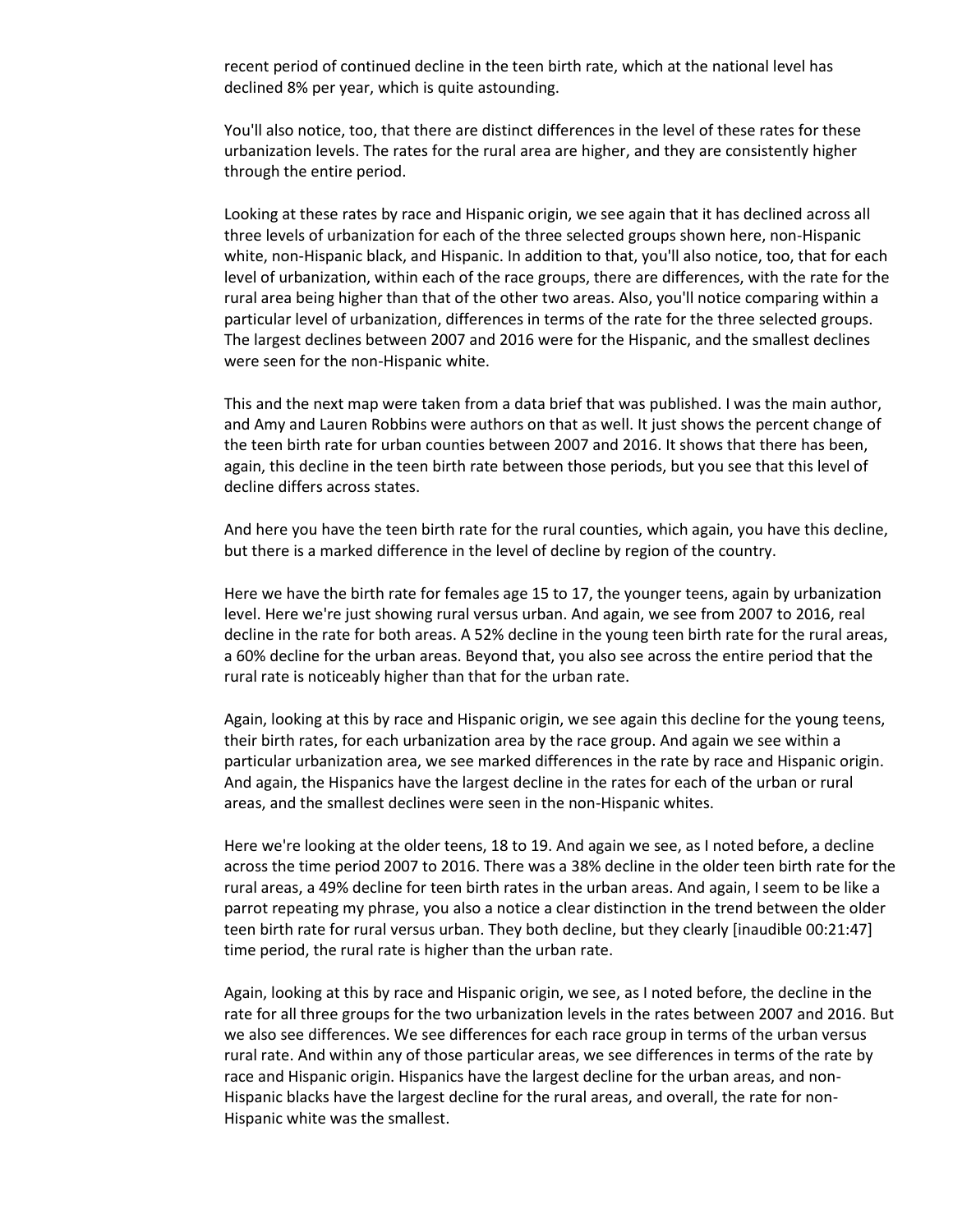recent period of continued decline in the teen birth rate, which at the national level has declined 8% per year, which is quite astounding.

You'll also notice, too, that there are distinct differences in the level of these rates for these urbanization levels. The rates for the rural area are higher, and they are consistently higher through the entire period.

Looking at these rates by race and Hispanic origin, we see again that it has declined across all three levels of urbanization for each of the three selected groups shown here, non-Hispanic white, non-Hispanic black, and Hispanic. In addition to that, you'll also notice, too, that for each level of urbanization, within each of the race groups, there are differences, with the rate for the rural area being higher than that of the other two areas. Also, you'll notice comparing within a particular level of urbanization, differences in terms of the rate for the three selected groups. The largest declines between 2007 and 2016 were for the Hispanic, and the smallest declines were seen for the non-Hispanic white.

This and the next map were taken from a data brief that was published. I was the main author, and Amy and Lauren Robbins were authors on that as well. It just shows the percent change of the teen birth rate for urban counties between 2007 and 2016. It shows that there has been, again, this decline in the teen birth rate between those periods, but you see that this level of decline differs across states.

And here you have the teen birth rate for the rural counties, which again, you have this decline, but there is a marked difference in the level of decline by region of the country.

Here we have the birth rate for females age 15 to 17, the younger teens, again by urbanization level. Here we're just showing rural versus urban. And again, we see from 2007 to 2016, real decline in the rate for both areas. A 52% decline in the young teen birth rate for the rural areas, a 60% decline for the urban areas. Beyond that, you also see across the entire period that the rural rate is noticeably higher than that for the urban rate.

Again, looking at this by race and Hispanic origin, we see again this decline for the young teens, their birth rates, for each urbanization area by the race group. And again we see within a particular urbanization area, we see marked differences in the rate by race and Hispanic origin. And again, the Hispanics have the largest decline in the rates for each of the urban or rural areas, and the smallest declines were seen in the non-Hispanic whites.

Here we're looking at the older teens, 18 to 19. And again we see, as I noted before, a decline across the time period 2007 to 2016. There was a 38% decline in the older teen birth rate for the rural areas, a 49% decline for teen birth rates in the urban areas. And again, I seem to be like a parrot repeating my phrase, you also a notice a clear distinction in the trend between the older teen birth rate for rural versus urban. They both decline, but they clearly [inaudible 00:21:47] time period, the rural rate is higher than the urban rate.

Again, looking at this by race and Hispanic origin, we see, as I noted before, the decline in the rate for all three groups for the two urbanization levels in the rates between 2007 and 2016. But we also see differences. We see differences for each race group in terms of the urban versus rural rate. And within any of those particular areas, we see differences in terms of the rate by race and Hispanic origin. Hispanics have the largest decline for the urban areas, and non-Hispanic blacks have the largest decline for the rural areas, and overall, the rate for non-Hispanic white was the smallest.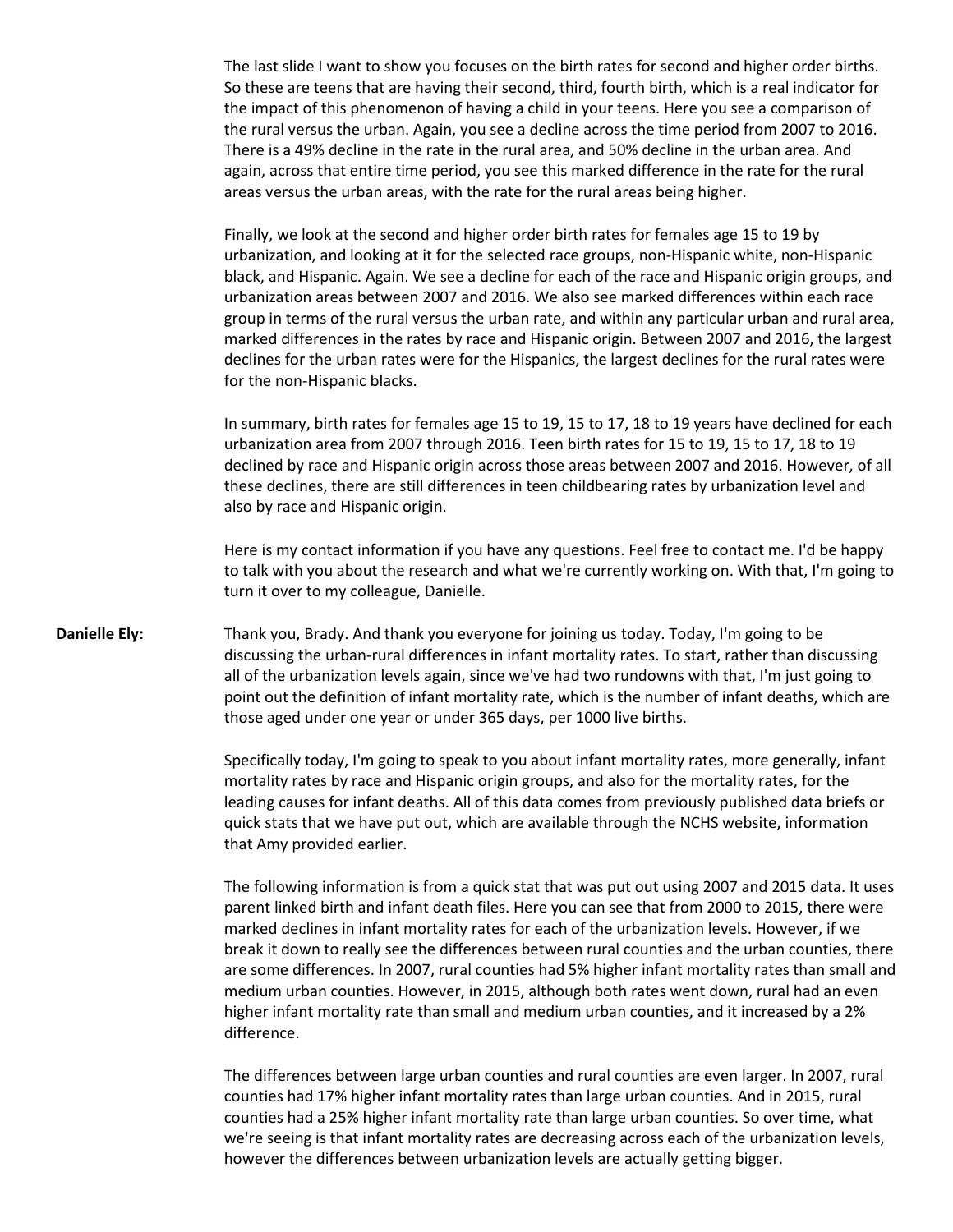The last slide I want to show you focuses on the birth rates for second and higher order births. So these are teens that are having their second, third, fourth birth, which is a real indicator for the impact of this phenomenon of having a child in your teens. Here you see a comparison of the rural versus the urban. Again, you see a decline across the time period from 2007 to 2016. There is a 49% decline in the rate in the rural area, and 50% decline in the urban area. And again, across that entire time period, you see this marked difference in the rate for the rural areas versus the urban areas, with the rate for the rural areas being higher.

Finally, we look at the second and higher order birth rates for females age 15 to 19 by urbanization, and looking at it for the selected race groups, non-Hispanic white, non-Hispanic black, and Hispanic. Again. We see a decline for each of the race and Hispanic origin groups, and urbanization areas between 2007 and 2016. We also see marked differences within each race group in terms of the rural versus the urban rate, and within any particular urban and rural area, marked differences in the rates by race and Hispanic origin. Between 2007 and 2016, the largest declines for the urban rates were for the Hispanics, the largest declines for the rural rates were for the non-Hispanic blacks.

In summary, birth rates for females age 15 to 19, 15 to 17, 18 to 19 years have declined for each urbanization area from 2007 through 2016. Teen birth rates for 15 to 19, 15 to 17, 18 to 19 declined by race and Hispanic origin across those areas between 2007 and 2016. However, of all these declines, there are still differences in teen childbearing rates by urbanization level and also by race and Hispanic origin.

Here is my contact information if you have any questions. Feel free to contact me. I'd be happy to talk with you about the research and what we're currently working on. With that, I'm going to turn it over to my colleague, Danielle.

**Danielle Ely:** Thank you, Brady. And thank you everyone for joining us today. Today, I'm going to be discussing the urban-rural differences in infant mortality rates. To start, rather than discussing all of the urbanization levels again, since we've had two rundowns with that, I'm just going to point out the definition of infant mortality rate, which is the number of infant deaths, which are those aged under one year or under 365 days, per 1000 live births.

Specifically today, I'm going to speak to you about infant mortality rates, more generally, infant mortality rates by race and Hispanic origin groups, and also for the mortality rates, for the leading causes for infant deaths. All of this data comes from previously published data briefs or quick stats that we have put out, which are available through the NCHS website, information that Amy provided earlier.

The following information is from a quick stat that was put out using 2007 and 2015 data. It uses parent linked birth and infant death files. Here you can see that from 2000 to 2015, there were marked declines in infant mortality rates for each of the urbanization levels. However, if we break it down to really see the differences between rural counties and the urban counties, there are some differences. In 2007, rural counties had 5% higher infant mortality rates than small and medium urban counties. However, in 2015, although both rates went down, rural had an even higher infant mortality rate than small and medium urban counties, and it increased by a 2% difference.

The differences between large urban counties and rural counties are even larger. In 2007, rural counties had 17% higher infant mortality rates than large urban counties. And in 2015, rural counties had a 25% higher infant mortality rate than large urban counties. So over time, what we're seeing is that infant mortality rates are decreasing across each of the urbanization levels, however the differences between urbanization levels are actually getting bigger.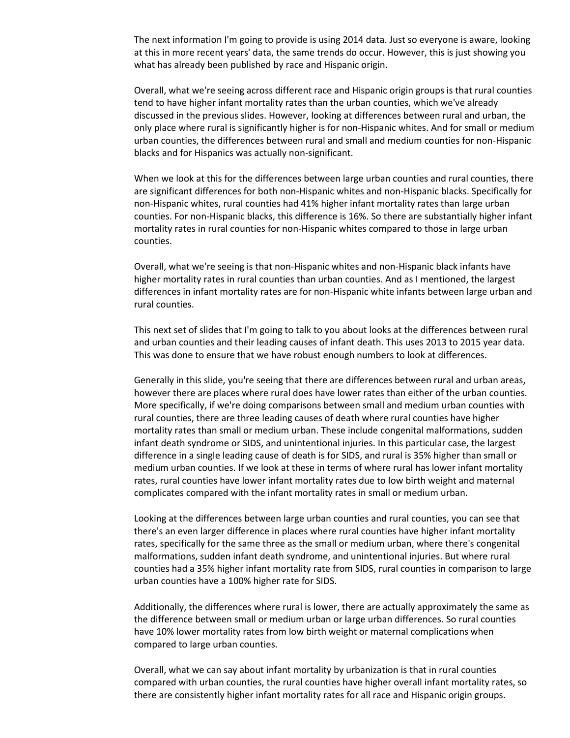The next information I'm going to provide is using 2014 data. Just so everyone is aware, looking at this in more recent years' data, the same trends do occur. However, this is just showing you what has already been published by race and Hispanic origin.

Overall, what we're seeing across different race and Hispanic origin groups is that rural counties tend to have higher infant mortality rates than the urban counties, which we've already discussed in the previous slides. However, looking at differences between rural and urban, the only place where rural is significantly higher is for non-Hispanic whites. And for small or medium urban counties, the differences between rural and small and medium counties for non-Hispanic blacks and for Hispanics was actually non-significant.

When we look at this for the differences between large urban counties and rural counties, there are significant differences for both non-Hispanic whites and non-Hispanic blacks. Specifically for non-Hispanic whites, rural counties had 41% higher infant mortality rates than large urban counties. For non-Hispanic blacks, this difference is 16%. So there are substantially higher infant mortality rates in rural counties for non-Hispanic whites compared to those in large urban counties.

Overall, what we're seeing is that non-Hispanic whites and non-Hispanic black infants have higher mortality rates in rural counties than urban counties. And as I mentioned, the largest differences in infant mortality rates are for non-Hispanic white infants between large urban and rural counties.

This next set of slides that I'm going to talk to you about looks at the differences between rural and urban counties and their leading causes of infant death. This uses 2013 to 2015 year data. This was done to ensure that we have robust enough numbers to look at differences.

Generally in this slide, you're seeing that there are differences between rural and urban areas, however there are places where rural does have lower rates than either of the urban counties. More specifically, if we're doing comparisons between small and medium urban counties with rural counties, there are three leading causes of death where rural counties have higher mortality rates than small or medium urban. These include congenital malformations, sudden infant death syndrome or SIDS, and unintentional injuries. In this particular case, the largest difference in a single leading cause of death is for SIDS, and rural is 35% higher than small or medium urban counties. If we look at these in terms of where rural has lower infant mortality rates, rural counties have lower infant mortality rates due to low birth weight and maternal complicates compared with the infant mortality rates in small or medium urban.

Looking at the differences between large urban counties and rural counties, you can see that there's an even larger difference in places where rural counties have higher infant mortality rates, specifically for the same three as the small or medium urban, where there's congenital malformations, sudden infant death syndrome, and unintentional injuries. But where rural counties had a 35% higher infant mortality rate from SIDS, rural counties in comparison to large urban counties have a 100% higher rate for SIDS.

Additionally, the differences where rural is lower, there are actually approximately the same as the difference between small or medium urban or large urban differences. So rural counties have 10% lower mortality rates from low birth weight or maternal complications when compared to large urban counties.

Overall, what we can say about infant mortality by urbanization is that in rural counties compared with urban counties, the rural counties have higher overall infant mortality rates, so there are consistently higher infant mortality rates for all race and Hispanic origin groups.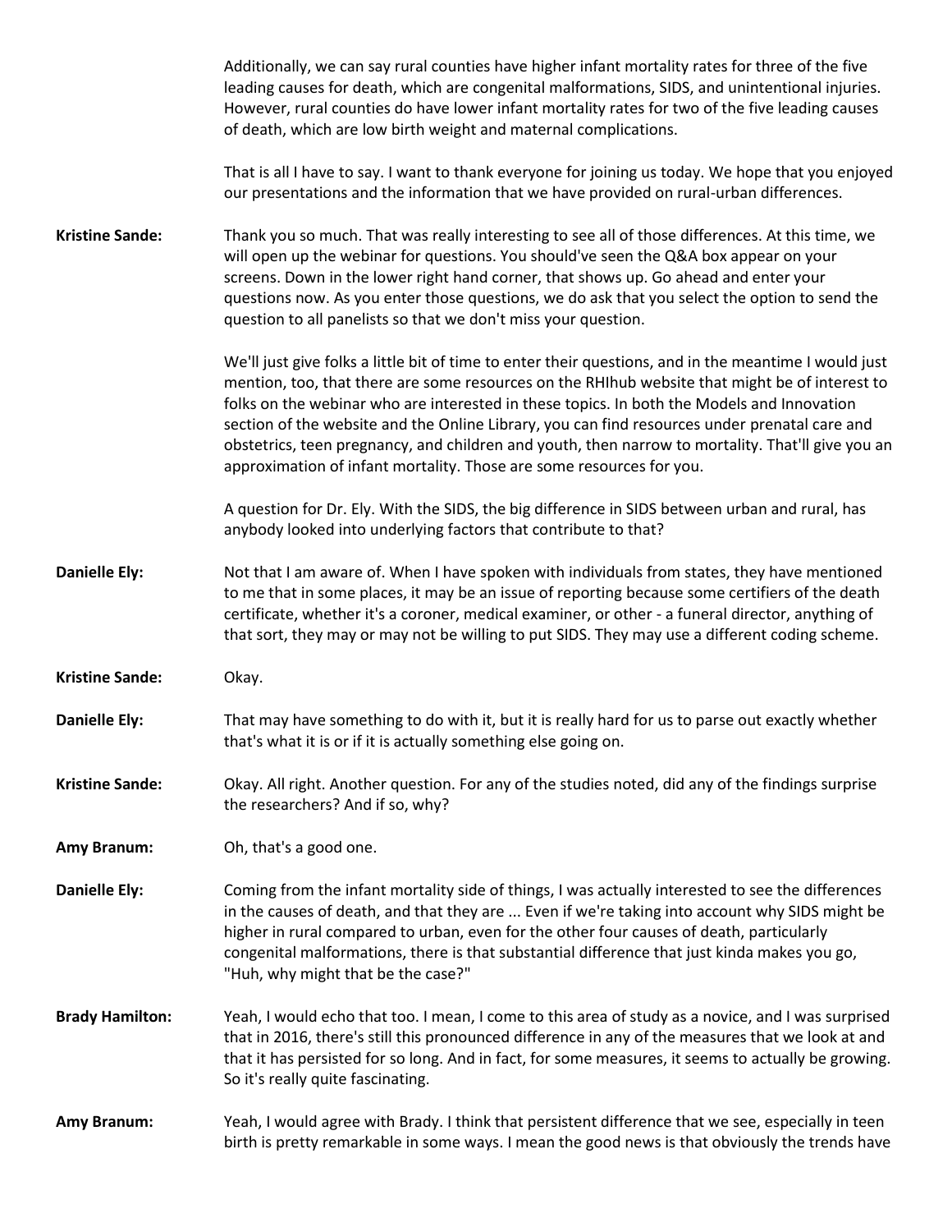Additionally, we can say rural counties have higher infant mortality rates for three of the five leading causes for death, which are congenital malformations, SIDS, and unintentional injuries. However, rural counties do have lower infant mortality rates for two of the five leading causes of death, which are low birth weight and maternal complications.

That is all I have to say. I want to thank everyone for joining us today. We hope that you enjoyed our presentations and the information that we have provided on rural-urban differences.

**Kristine Sande:** Thank you so much. That was really interesting to see all of those differences. At this time, we will open up the webinar for questions. You should've seen the Q&A box appear on your screens. Down in the lower right hand corner, that shows up. Go ahead and enter your questions now. As you enter those questions, we do ask that you select the option to send the question to all panelists so that we don't miss your question.

We'll just give folks a little bit of time to enter their questions, and in the meantime I would just mention, too, that there are some resources on the RHIhub website that might be of interest to folks on the webinar who are interested in these topics. In both the Models and Innovation section of the website and the Online Library, you can find resources under prenatal care and obstetrics, teen pregnancy, and children and youth, then narrow to mortality. That'll give you an approximation of infant mortality. Those are some resources for you.

A question for Dr. Ely. With the SIDS, the big difference in SIDS between urban and rural, has anybody looked into underlying factors that contribute to that?

**Danielle Ely:** Not that I am aware of. When I have spoken with individuals from states, they have mentioned to me that in some places, it may be an issue of reporting because some certifiers of the death certificate, whether it's a coroner, medical examiner, or other - a funeral director, anything of that sort, they may or may not be willing to put SIDS. They may use a different coding scheme.

**Kristine Sande:** Okay.

**Danielle Ely:** That may have something to do with it, but it is really hard for us to parse out exactly whether that's what it is or if it is actually something else going on.

**Kristine Sande:** Okay. All right. Another question. For any of the studies noted, did any of the findings surprise the researchers? And if so, why?

**Amy Branum:** Oh, that's a good one.

**Danielle Ely:** Coming from the infant mortality side of things, I was actually interested to see the differences in the causes of death, and that they are ... Even if we're taking into account why SIDS might be higher in rural compared to urban, even for the other four causes of death, particularly congenital malformations, there is that substantial difference that just kinda makes you go, "Huh, why might that be the case?"

**Brady Hamilton:** Yeah, I would echo that too. I mean, I come to this area of study as a novice, and I was surprised that in 2016, there's still this pronounced difference in any of the measures that we look at and that it has persisted for so long. And in fact, for some measures, it seems to actually be growing. So it's really quite fascinating.

**Amy Branum:** Yeah, I would agree with Brady. I think that persistent difference that we see, especially in teen birth is pretty remarkable in some ways. I mean the good news is that obviously the trends have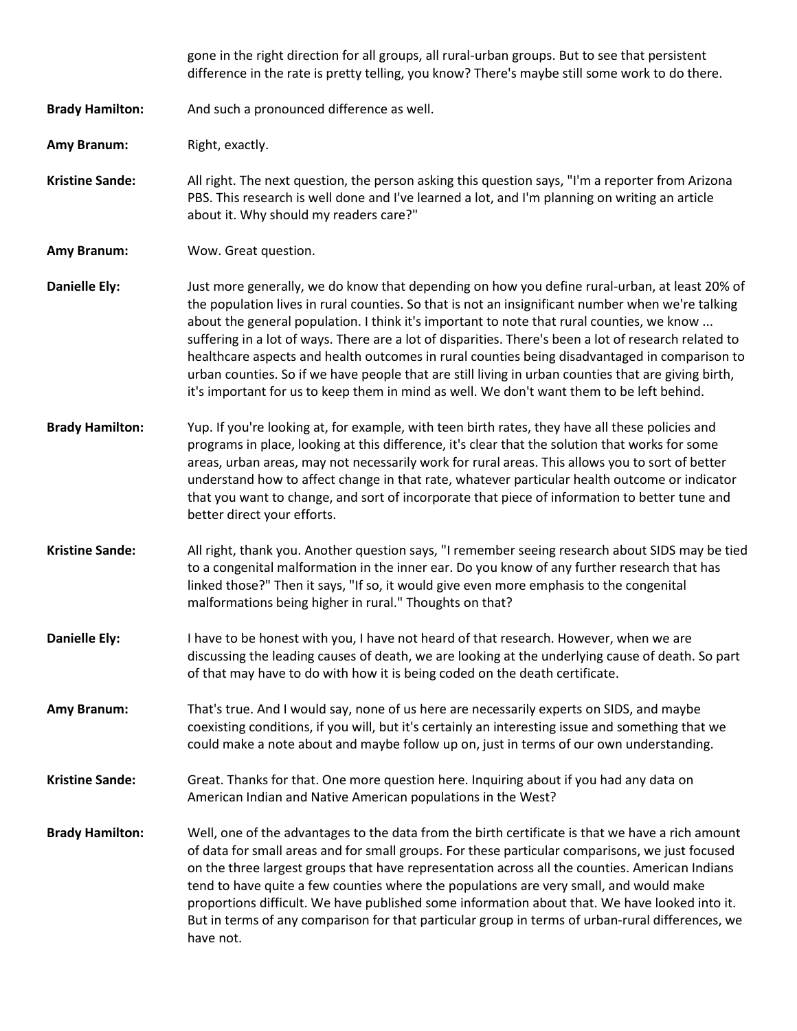gone in the right direction for all groups, all rural-urban groups. But to see that persistent difference in the rate is pretty telling, you know? There's maybe still some work to do there.

**Brady Hamilton:** And such a pronounced difference as well.

**Amy Branum:** Right, exactly.

**Kristine Sande:** All right. The next question, the person asking this question says, "I'm a reporter from Arizona PBS. This research is well done and I've learned a lot, and I'm planning on writing an article about it. Why should my readers care?"

**Amy Branum:** Wow. Great question.

**Danielle Ely:** Just more generally, we do know that depending on how you define rural-urban, at least 20% of the population lives in rural counties. So that is not an insignificant number when we're talking about the general population. I think it's important to note that rural counties, we know ... suffering in a lot of ways. There are a lot of disparities. There's been a lot of research related to healthcare aspects and health outcomes in rural counties being disadvantaged in comparison to urban counties. So if we have people that are still living in urban counties that are giving birth, it's important for us to keep them in mind as well. We don't want them to be left behind.

**Brady Hamilton:** Yup. If you're looking at, for example, with teen birth rates, they have all these policies and programs in place, looking at this difference, it's clear that the solution that works for some areas, urban areas, may not necessarily work for rural areas. This allows you to sort of better understand how to affect change in that rate, whatever particular health outcome or indicator that you want to change, and sort of incorporate that piece of information to better tune and better direct your efforts.

**Kristine Sande:** All right, thank you. Another question says, "I remember seeing research about SIDS may be tied to a congenital malformation in the inner ear. Do you know of any further research that has linked those?" Then it says, "If so, it would give even more emphasis to the congenital malformations being higher in rural." Thoughts on that?

**Danielle Ely:** I have to be honest with you, I have not heard of that research. However, when we are discussing the leading causes of death, we are looking at the underlying cause of death. So part of that may have to do with how it is being coded on the death certificate.

**Amy Branum:** That's true. And I would say, none of us here are necessarily experts on SIDS, and maybe coexisting conditions, if you will, but it's certainly an interesting issue and something that we could make a note about and maybe follow up on, just in terms of our own understanding.

**Kristine Sande:** Great. Thanks for that. One more question here. Inquiring about if you had any data on American Indian and Native American populations in the West?

**Brady Hamilton:** Well, one of the advantages to the data from the birth certificate is that we have a rich amount of data for small areas and for small groups. For these particular comparisons, we just focused on the three largest groups that have representation across all the counties. American Indians tend to have quite a few counties where the populations are very small, and would make proportions difficult. We have published some information about that. We have looked into it. But in terms of any comparison for that particular group in terms of urban-rural differences, we have not.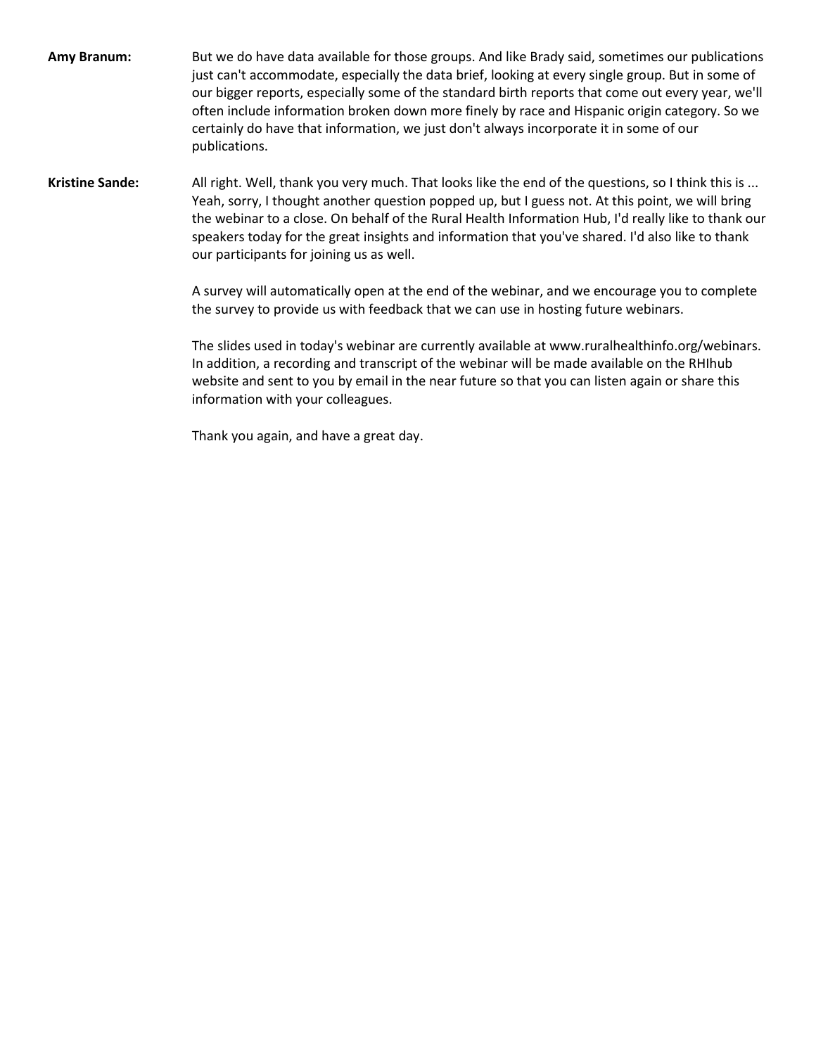**Amy Branum:** But we do have data available for those groups. And like Brady said, sometimes our publications just can't accommodate, especially the data brief, looking at every single group. But in some of our bigger reports, especially some of the standard birth reports that come out every year, we'll often include information broken down more finely by race and Hispanic origin category. So we certainly do have that information, we just don't always incorporate it in some of our publications.

**Kristine Sande:** All right. Well, thank you very much. That looks like the end of the questions, so I think this is ... Yeah, sorry, I thought another question popped up, but I guess not. At this point, we will bring the webinar to a close. On behalf of the Rural Health Information Hub, I'd really like to thank our speakers today for the great insights and information that you've shared. I'd also like to thank our participants for joining us as well.

A survey will automatically open at the end of the webinar, and we encourage you to complete the survey to provide us with feedback that we can use in hosting future webinars.

The slides used in today's webinar are currently available at www.ruralhealthinfo.org/webinars. In addition, a recording and transcript of the webinar will be made available on the RHIhub website and sent to you by email in the near future so that you can listen again or share this information with your colleagues.

Thank you again, and have a great day.